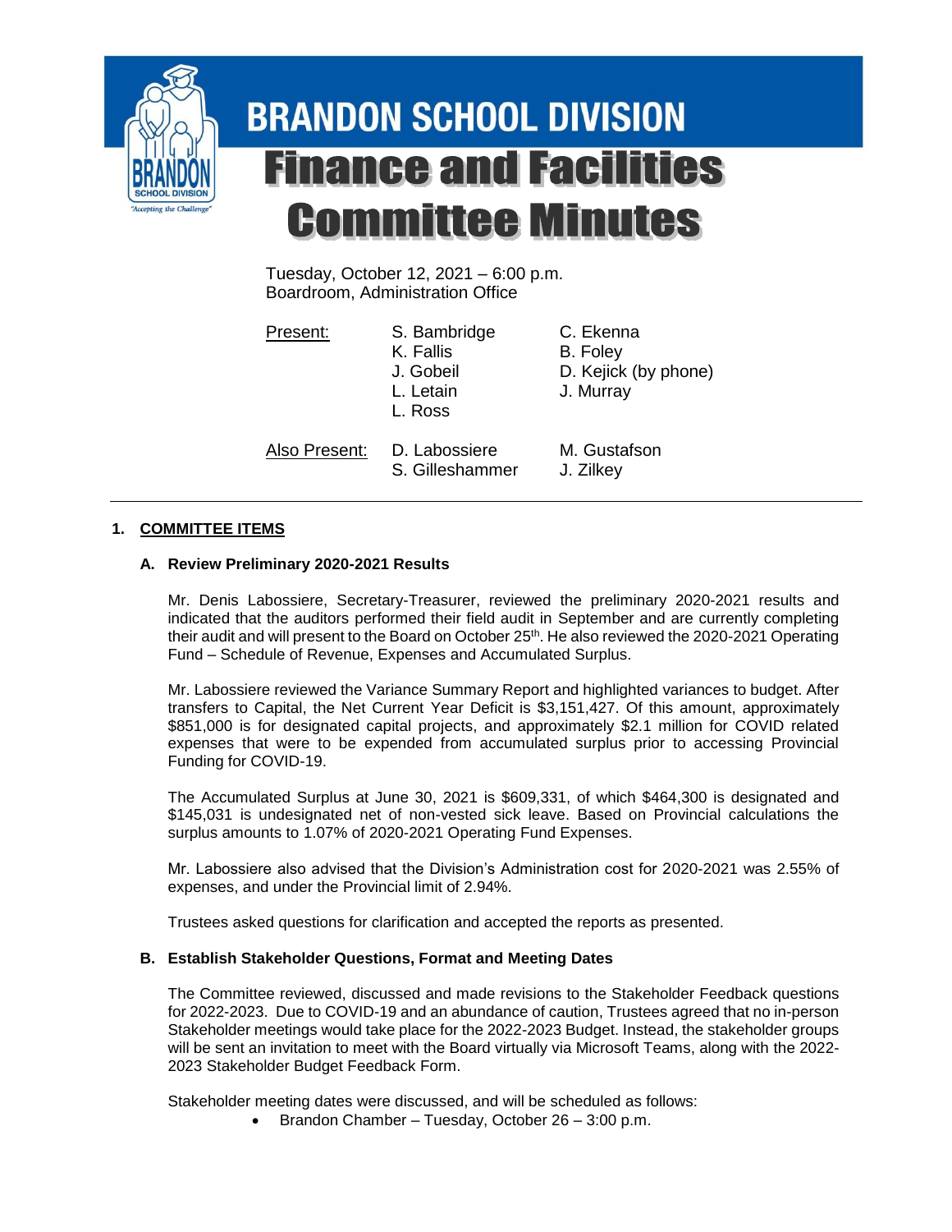# BRANDON SCHOOL DIVISION

# Finance and Facilities Committee Minutes

Tuesday, October 12, 2021 – 6:00 p.m.
Boardroom, Administration Office

| Present: | S. Bambridge | C. Ekenna |
|---|---|---|
| | K. Fallis | B. Foley |
| | J. Gobeil | D. Kejick (by phone) |
| | L. Letain | J. Murray |
| | L. Ross | |
| Also Present: | D. Labossiere | M. Gustafson |
| | S. Gilleshammer | J. Zilkey |

---

## 1. COMMITTEE ITEMS

### A. Review Preliminary 2020-2021 Results

Mr. Denis Labossiere, Secretary-Treasurer, reviewed the preliminary 2020-2021 results and indicated that the auditors performed their field audit in September and are currently completing their audit and will present to the Board on October 25th. He also reviewed the 2020-2021 Operating Fund – Schedule of Revenue, Expenses and Accumulated Surplus.

Mr. Labossiere reviewed the Variance Summary Report and highlighted variances to budget. After transfers to Capital, the Net Current Year Deficit is $3,151,427. Of this amount, approximately $851,000 is for designated capital projects, and approximately $2.1 million for COVID related expenses that were to be expended from accumulated surplus prior to accessing Provincial Funding for COVID-19.

The Accumulated Surplus at June 30, 2021 is $609,331, of which $464,300 is designated and $145,031 is undesignated net of non-vested sick leave. Based on Provincial calculations the surplus amounts to 1.07% of 2020-2021 Operating Fund Expenses.

Mr. Labossiere also advised that the Division's Administration cost for 2020-2021 was 2.55% of expenses, and under the Provincial limit of 2.94%.

Trustees asked questions for clarification and accepted the reports as presented.

### B. Establish Stakeholder Questions, Format and Meeting Dates

The Committee reviewed, discussed and made revisions to the Stakeholder Feedback questions for 2022-2023. Due to COVID-19 and an abundance of caution, Trustees agreed that no in-person Stakeholder meetings would take place for the 2022-2023 Budget. Instead, the stakeholder groups will be sent an invitation to meet with the Board virtually via Microsoft Teams, along with the 2022-2023 Stakeholder Budget Feedback Form.

Stakeholder meeting dates were discussed, and will be scheduled as follows:

- Brandon Chamber – Tuesday, October 26 – 3:00 p.m.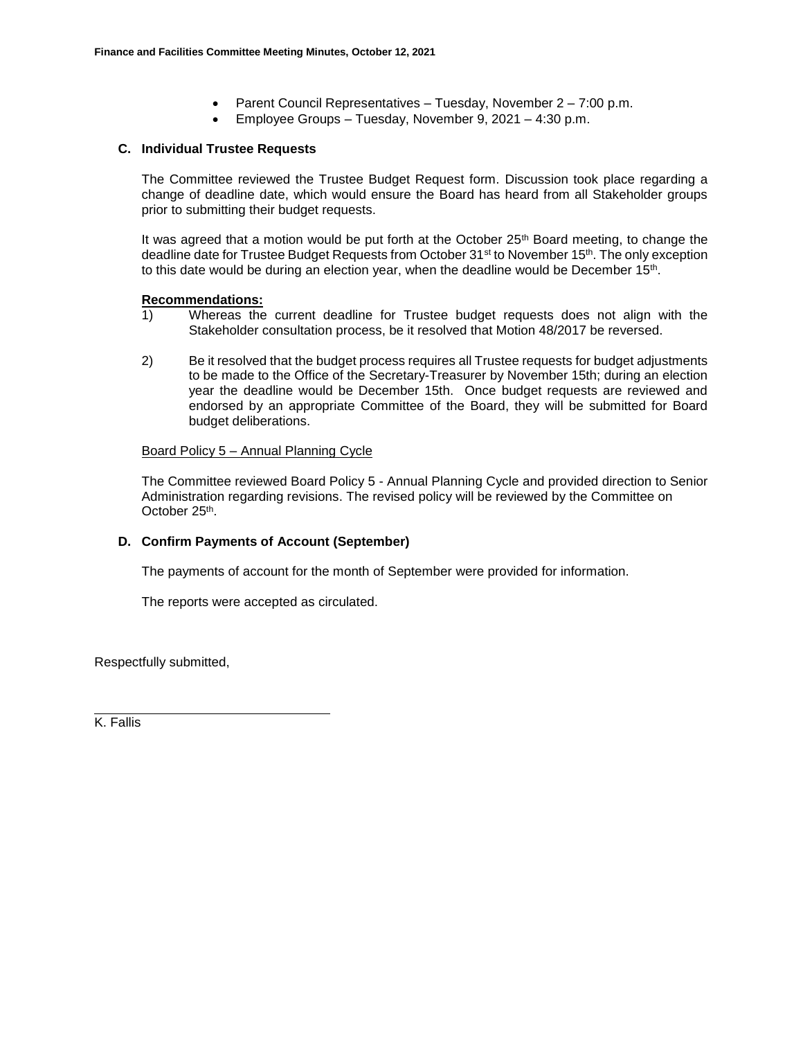- Parent Council Representatives – Tuesday, November 2 – 7:00 p.m.
- Employee Groups – Tuesday, November 9, 2021 – 4:30 p.m.

### C. Individual Trustee Requests

The Committee reviewed the Trustee Budget Request form. Discussion took place regarding a change of deadline date, which would ensure the Board has heard from all Stakeholder groups prior to submitting their budget requests.

It was agreed that a motion would be put forth at the October 25th Board meeting, to change the deadline date for Trustee Budget Requests from October 31st to November 15th. The only exception to this date would be during an election year, when the deadline would be December 15th.

**Recommendations:**

1) Whereas the current deadline for Trustee budget requests does not align with the Stakeholder consultation process, be it resolved that Motion 48/2017 be reversed.

2) Be it resolved that the budget process requires all Trustee requests for budget adjustments to be made to the Office of the Secretary-Treasurer by November 15th; during an election year the deadline would be December 15th. Once budget requests are reviewed and endorsed by an appropriate Committee of the Board, they will be submitted for Board budget deliberations.

Board Policy 5 – Annual Planning Cycle

The Committee reviewed Board Policy 5 - Annual Planning Cycle and provided direction to Senior Administration regarding revisions. The revised policy will be reviewed by the Committee on October 25th.

### D. Confirm Payments of Account (September)

The payments of account for the month of September were provided for information.

The reports were accepted as circulated.

Respectfully submitted,

K. Fallis